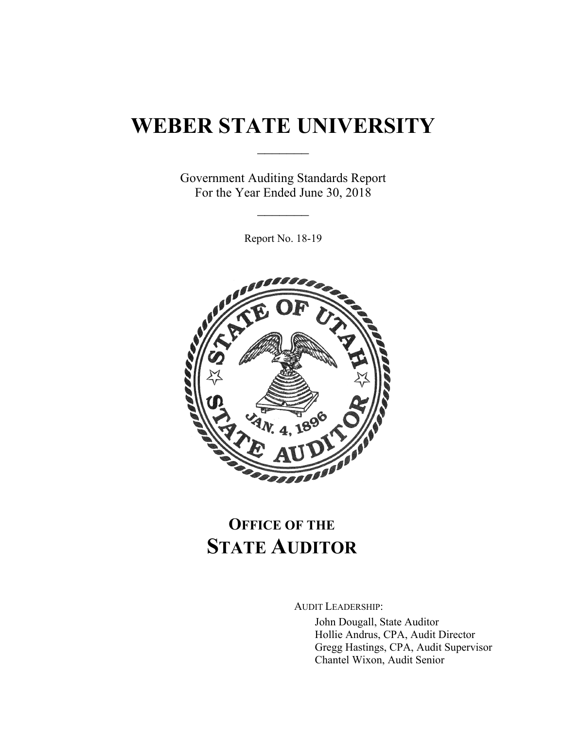# WEBER STATE UNIVERSITY

Government Auditing Standards Report
For the Year Ended June 30, 2018

Report No. 18-19

## OFFICE OF THE STATE AUDITOR

AUDIT LEADERSHIP:

John Dougall, State Auditor
Hollie Andrus, CPA, Audit Director
Gregg Hastings, CPA, Audit Supervisor
Chantel Wixon, Audit Senior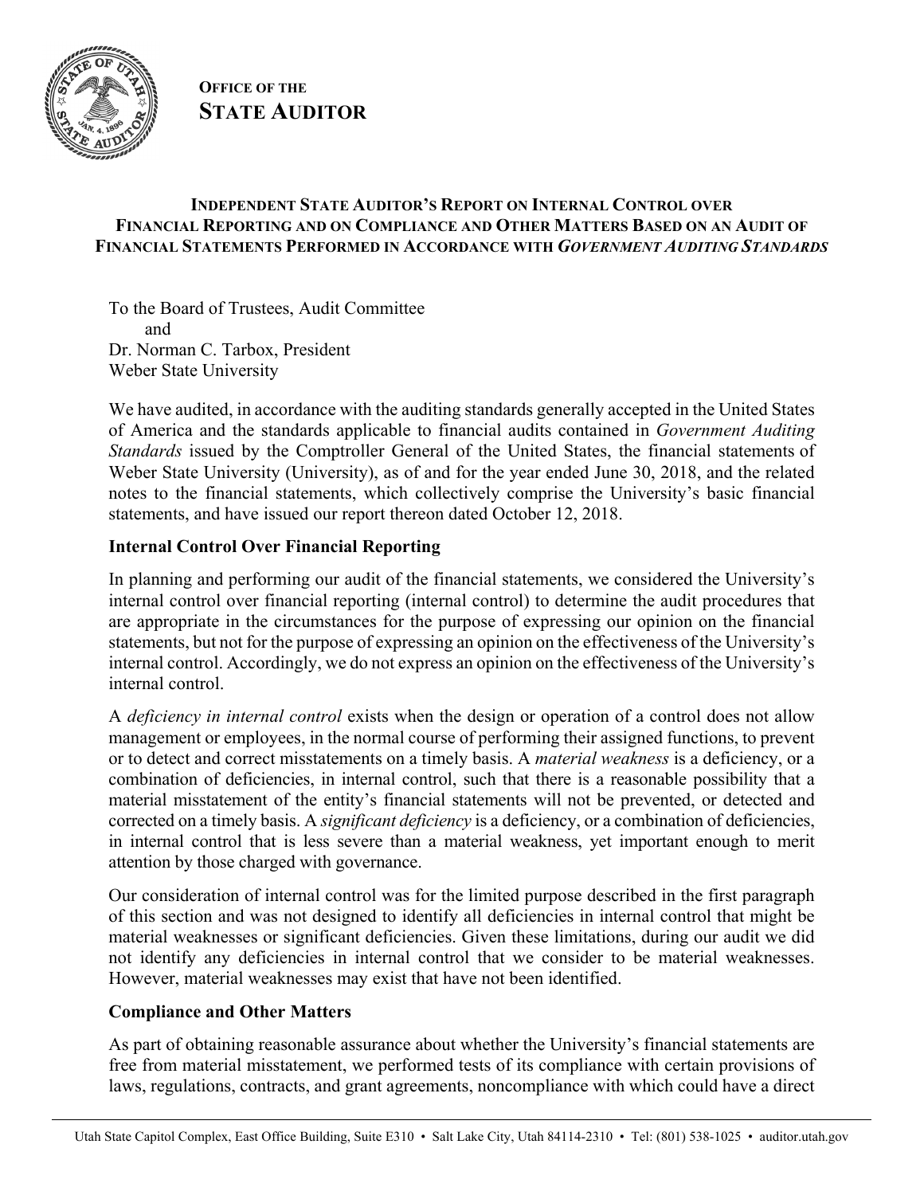**OFFICE OF THE**
**STATE AUDITOR**

### INDEPENDENT STATE AUDITOR'S REPORT ON INTERNAL CONTROL OVER FINANCIAL REPORTING AND ON COMPLIANCE AND OTHER MATTERS BASED ON AN AUDIT OF FINANCIAL STATEMENTS PERFORMED IN ACCORDANCE WITH *GOVERNMENT AUDITING STANDARDS*

To the Board of Trustees, Audit Committee
and
Dr. Norman C. Tarbox, President
Weber State University

We have audited, in accordance with the auditing standards generally accepted in the United States of America and the standards applicable to financial audits contained in *Government Auditing Standards* issued by the Comptroller General of the United States, the financial statements of Weber State University (University), as of and for the year ended June 30, 2018, and the related notes to the financial statements, which collectively comprise the University's basic financial statements, and have issued our report thereon dated October 12, 2018.

**Internal Control Over Financial Reporting**

In planning and performing our audit of the financial statements, we considered the University's internal control over financial reporting (internal control) to determine the audit procedures that are appropriate in the circumstances for the purpose of expressing our opinion on the financial statements, but not for the purpose of expressing an opinion on the effectiveness of the University's internal control. Accordingly, we do not express an opinion on the effectiveness of the University's internal control.

A *deficiency in internal control* exists when the design or operation of a control does not allow management or employees, in the normal course of performing their assigned functions, to prevent or to detect and correct misstatements on a timely basis. A *material weakness* is a deficiency, or a combination of deficiencies, in internal control, such that there is a reasonable possibility that a material misstatement of the entity's financial statements will not be prevented, or detected and corrected on a timely basis. A *significant deficiency* is a deficiency, or a combination of deficiencies, in internal control that is less severe than a material weakness, yet important enough to merit attention by those charged with governance.

Our consideration of internal control was for the limited purpose described in the first paragraph of this section and was not designed to identify all deficiencies in internal control that might be material weaknesses or significant deficiencies. Given these limitations, during our audit we did not identify any deficiencies in internal control that we consider to be material weaknesses. However, material weaknesses may exist that have not been identified.

**Compliance and Other Matters**

As part of obtaining reasonable assurance about whether the University's financial statements are free from material misstatement, we performed tests of its compliance with certain provisions of laws, regulations, contracts, and grant agreements, noncompliance with which could have a direct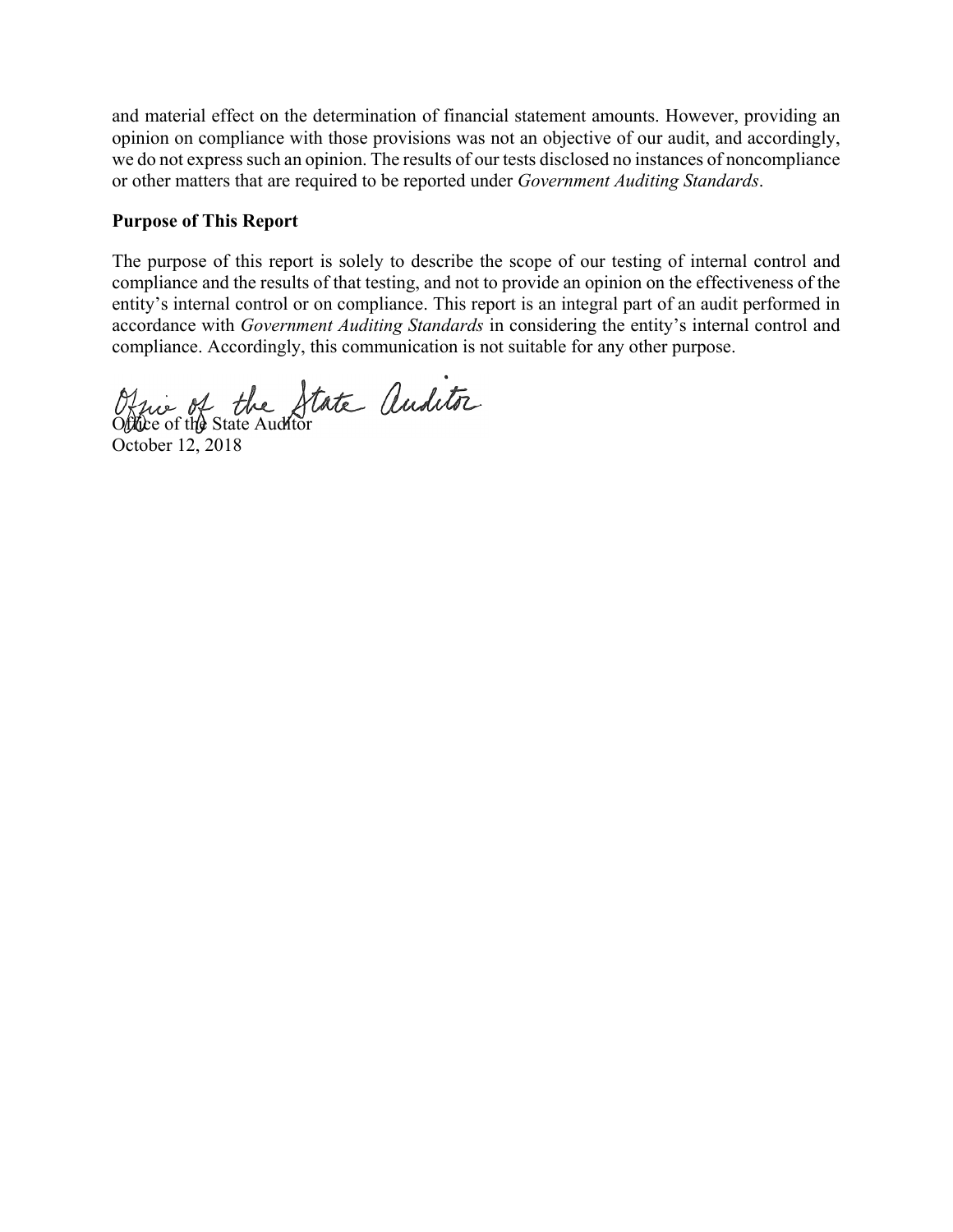and material effect on the determination of financial statement amounts. However, providing an opinion on compliance with those provisions was not an objective of our audit, and accordingly, we do not express such an opinion. The results of our tests disclosed no instances of noncompliance or other matters that are required to be reported under *Government Auditing Standards*.

**Purpose of This Report**

The purpose of this report is solely to describe the scope of our testing of internal control and compliance and the results of that testing, and not to provide an opinion on the effectiveness of the entity's internal control or on compliance. This report is an integral part of an audit performed in accordance with *Government Auditing Standards* in considering the entity's internal control and compliance. Accordingly, this communication is not suitable for any other purpose.

Office of the State Auditor
October 12, 2018